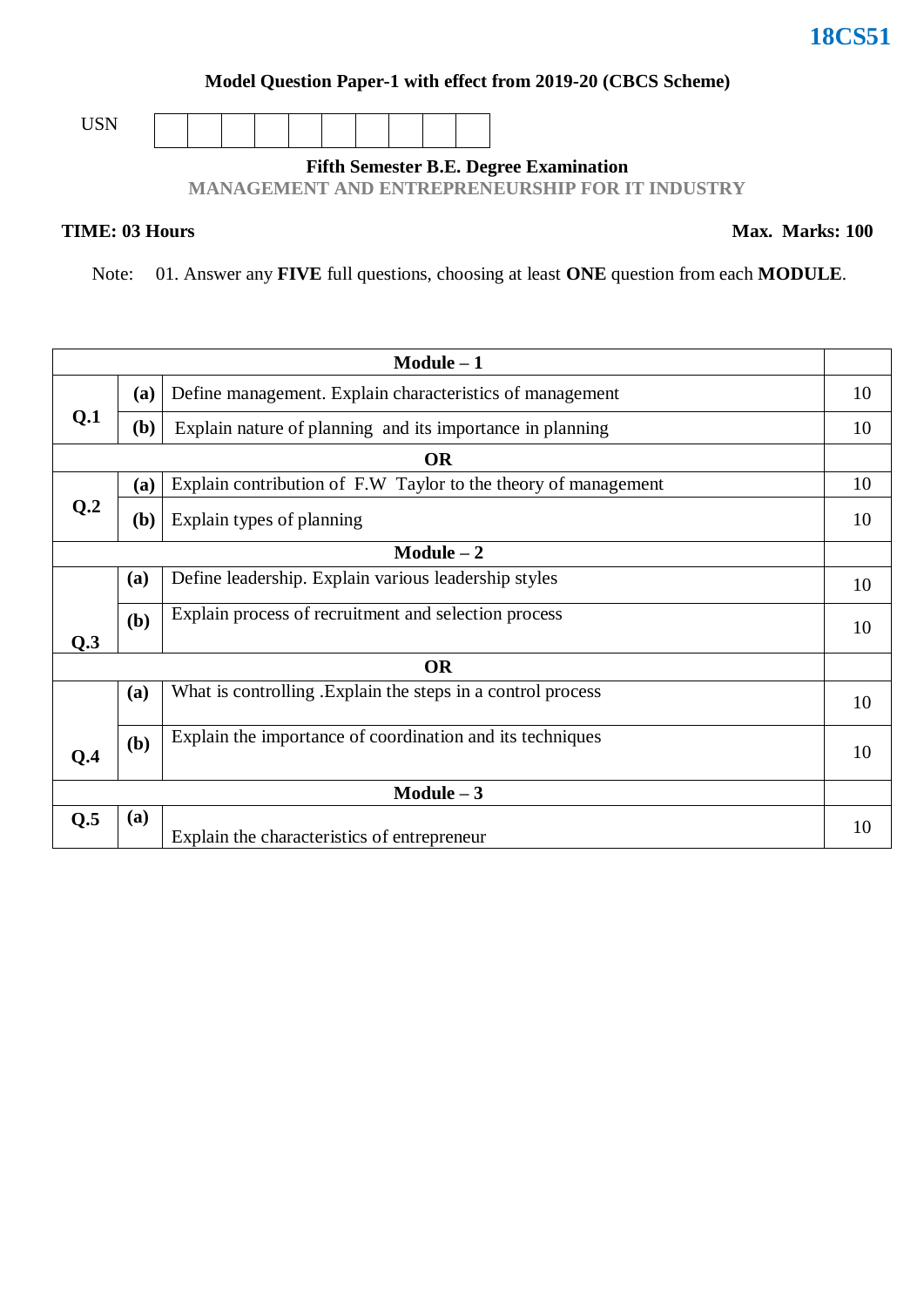**18CS51**

**Model Question Paper-1 with effect from 2019-20 (CBCS Scheme)**

USN | | | | | | | | | |

**Fifth Semester B.E. Degree Examination**

**MANAGEMENT AND ENTREPRENEURSHIP FOR IT INDUSTRY**

**TIME: 03 Hours** **Max. Marks: 100**

Note: 01. Answer any **FIVE** full questions, choosing at least **ONE** question from each **MODULE**.

| | | | |
|---|---|---|---|
| **Module – 1** | | | |
| **Q.1** | **(a)** | Define management. Explain characteristics of management | 10 |
| | **(b)** | Explain nature of planning and its importance in planning | 10 |
| **OR** | | | |
| **Q.2** | **(a)** | Explain contribution of F.W Taylor to the theory of management | 10 |
| | **(b)** | Explain types of planning | 10 |
| **Module – 2** | | | |
| **Q.3** | **(a)** | Define leadership. Explain various leadership styles | 10 |
| | **(b)** | Explain process of recruitment and selection process | 10 |
| **OR** | | | |
| **Q.4** | **(a)** | What is controlling .Explain the steps in a control process | 10 |
| | **(b)** | Explain the importance of coordination and its techniques | 10 |
| **Module – 3** | | | |
| **Q.5** | **(a)** | Explain the characteristics of entrepreneur | 10 |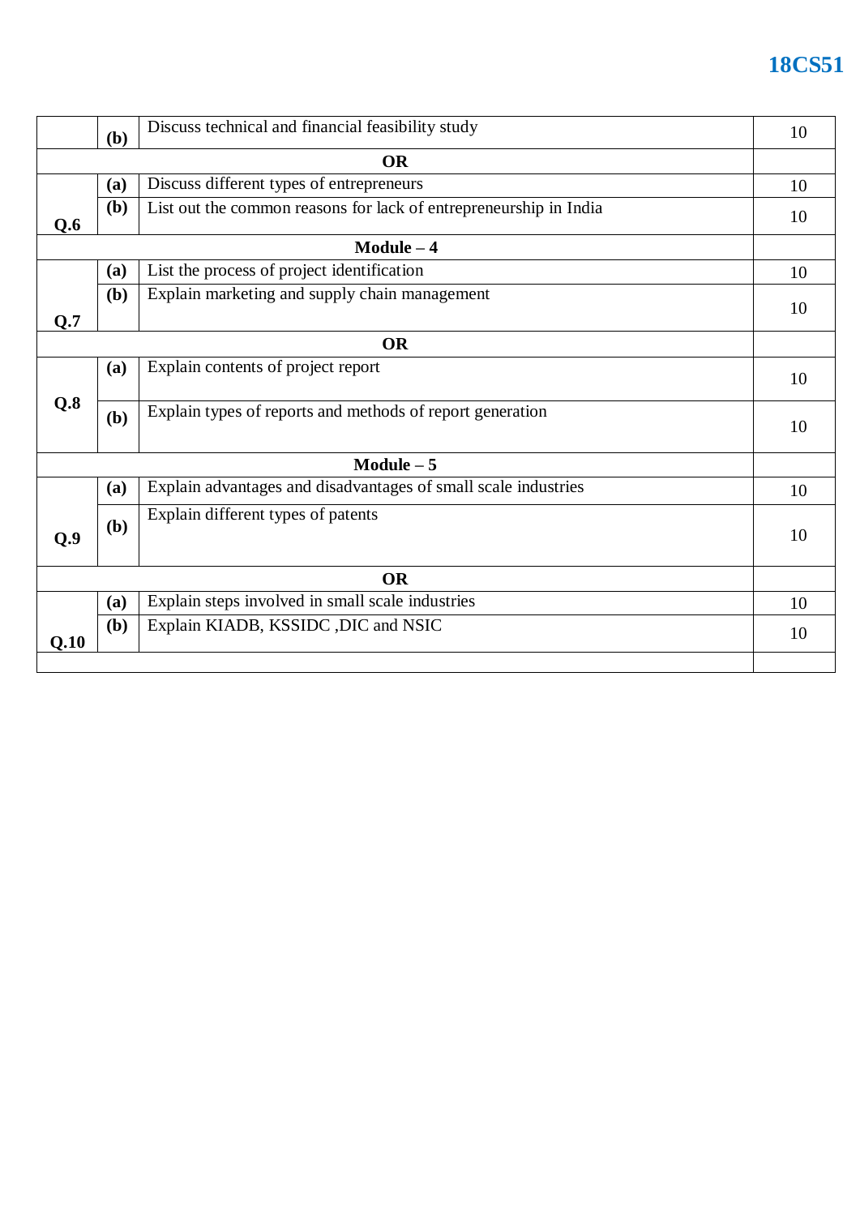| | | | |
|---|---|---|---|
| | **(b)** | Discuss technical and financial feasibility study | 10 |
| | | **OR** | |
| **Q.6** | **(a)** | Discuss different types of entrepreneurs | 10 |
| | **(b)** | List out the common reasons for lack of entrepreneurship in India | 10 |
| | | **Module – 4** | |
| **Q.7** | **(a)** | List the process of project identification | 10 |
| | **(b)** | Explain marketing and supply chain management | 10 |
| | | **OR** | |
| **Q.8** | **(a)** | Explain contents of project report | 10 |
| | **(b)** | Explain types of reports and methods of report generation | 10 |
| | | **Module – 5** | |
| **Q.9** | **(a)** | Explain advantages and disadvantages of small scale industries | 10 |
| | **(b)** | Explain different types of patents | 10 |
| | | **OR** | |
| **Q.10** | **(a)** | Explain steps involved in small scale industries | 10 |
| | **(b)** | Explain KIADB, KSSIDC ,DIC and NSIC | 10 |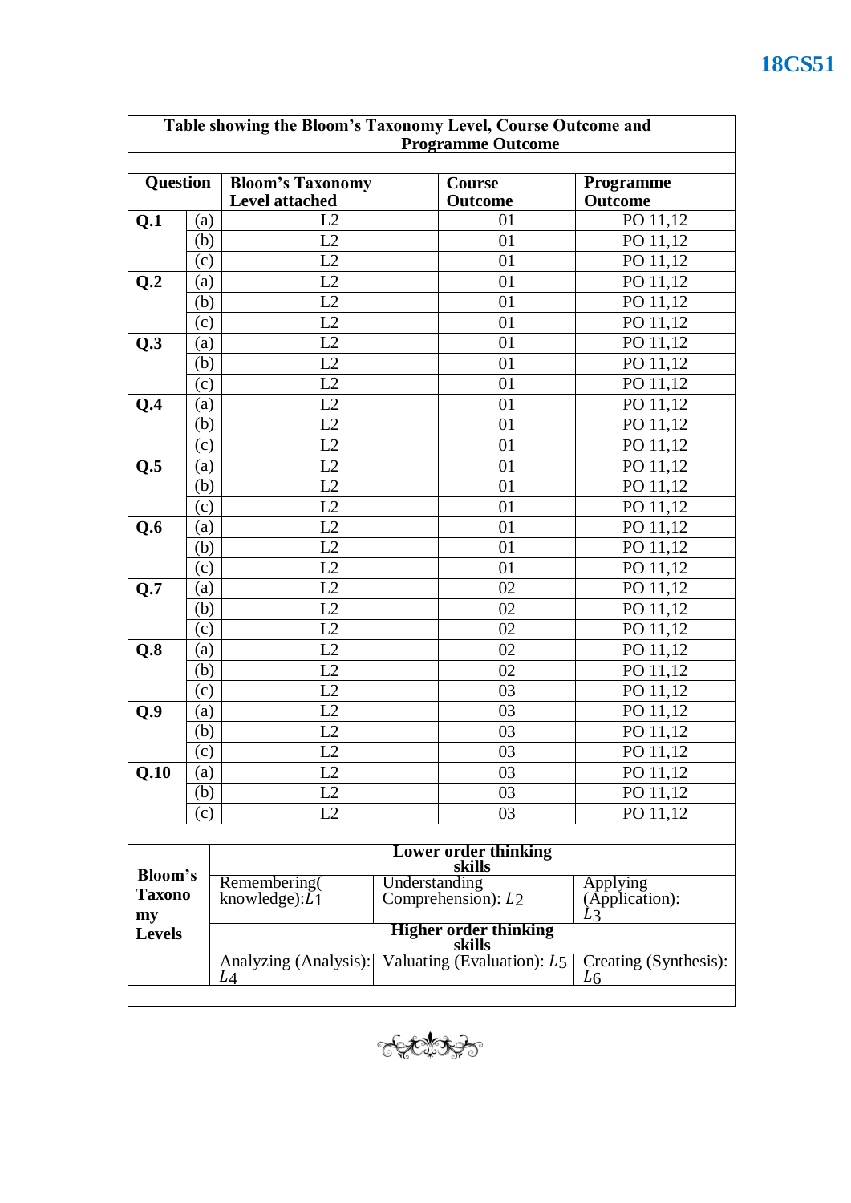**Table showing the Bloom's Taxonomy Level, Course Outcome and Programme Outcome**

| Question | | Bloom's Taxonomy Level attached | Course Outcome | Programme Outcome |
|---|---|---|---|---|
| **Q.1** | (a) | L2 | 01 | PO 11,12 |
| | (b) | L2 | 01 | PO 11,12 |
| | (c) | L2 | 01 | PO 11,12 |
| **Q.2** | (a) | L2 | 01 | PO 11,12 |
| | (b) | L2 | 01 | PO 11,12 |
| | (c) | L2 | 01 | PO 11,12 |
| **Q.3** | (a) | L2 | 01 | PO 11,12 |
| | (b) | L2 | 01 | PO 11,12 |
| | (c) | L2 | 01 | PO 11,12 |
| **Q.4** | (a) | L2 | 01 | PO 11,12 |
| | (b) | L2 | 01 | PO 11,12 |
| | (c) | L2 | 01 | PO 11,12 |
| **Q.5** | (a) | L2 | 01 | PO 11,12 |
| | (b) | L2 | 01 | PO 11,12 |
| | (c) | L2 | 01 | PO 11,12 |
| **Q.6** | (a) | L2 | 01 | PO 11,12 |
| | (b) | L2 | 01 | PO 11,12 |
| | (c) | L2 | 01 | PO 11,12 |
| **Q.7** | (a) | L2 | 02 | PO 11,12 |
| | (b) | L2 | 02 | PO 11,12 |
| | (c) | L2 | 02 | PO 11,12 |
| **Q.8** | (a) | L2 | 02 | PO 11,12 |
| | (b) | L2 | 02 | PO 11,12 |
| | (c) | L2 | 03 | PO 11,12 |
| **Q.9** | (a) | L2 | 03 | PO 11,12 |
| | (b) | L2 | 03 | PO 11,12 |
| | (c) | L2 | 03 | PO 11,12 |
| **Q.10** | (a) | L2 | 03 | PO 11,12 |
| | (b) | L2 | 03 | PO 11,12 |
| | (c) | L2 | 03 | PO 11,12 |

| **Bloom's Taxonomy Levels** | **Lower order thinking skills** | | |
|---|---|---|---|
| | Remembering( knowledge): $L_1$ | Understanding Comprehension): $L_2$ | Applying (Application): $L_3$ |
| | **Higher order thinking skills** | | |
| | Analyzing (Analysis): $L_4$ | Valuating (Evaluation): $L_5$ | Creating (Synthesis): $L_6$ |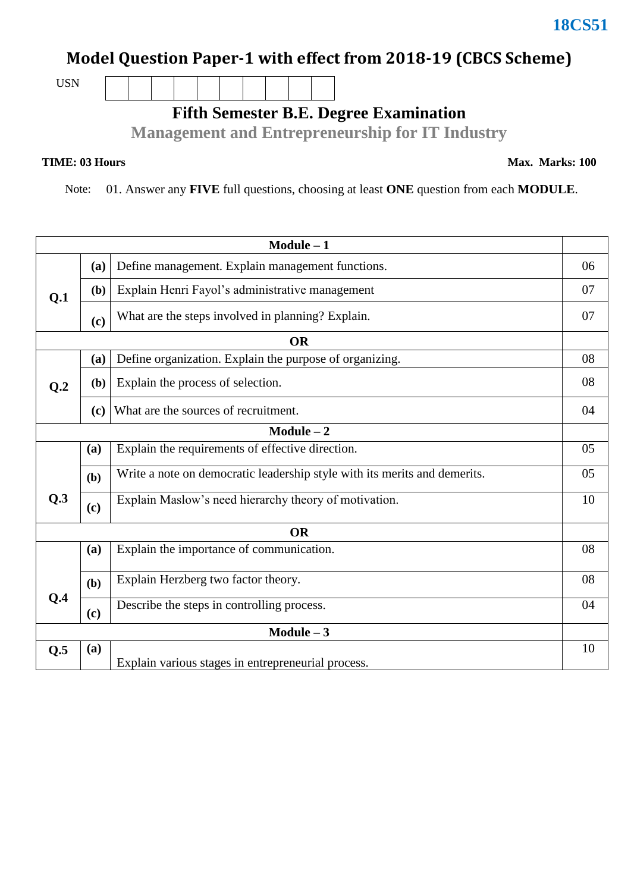18CS51

# Model Question Paper-1 with effect from 2018-19 (CBCS Scheme)

USN | | | | | | | | | |

## Fifth Semester B.E. Degree Examination

## Management and Entrepreneurship for IT Industry

**TIME: 03 Hours** **Max. Marks: 100**

Note: 01. Answer any **FIVE** full questions, choosing at least **ONE** question from each **MODULE**.

| | | **Module – 1** | |
|---|---|---|---|
| **Q.1** | **(a)** | Define management. Explain management functions. | 06 |
| | **(b)** | Explain Henri Fayol's administrative management | 07 |
| | **(c)** | What are the steps involved in planning? Explain. | 07 |
| | | **OR** | |
| **Q.2** | **(a)** | Define organization. Explain the purpose of organizing. | 08 |
| | **(b)** | Explain the process of selection. | 08 |
| | **(c)** | What are the sources of recruitment. | 04 |
| | | **Module – 2** | |
| **Q.3** | **(a)** | Explain the requirements of effective direction. | 05 |
| | **(b)** | Write a note on democratic leadership style with its merits and demerits. | 05 |
| | **(c)** | Explain Maslow's need hierarchy theory of motivation. | 10 |
| | | **OR** | |
| **Q.4** | **(a)** | Explain the importance of communication. | 08 |
| | **(b)** | Explain Herzberg two factor theory. | 08 |
| | **(c)** | Describe the steps in controlling process. | 04 |
| | | **Module – 3** | |
| **Q.5** | **(a)** | Explain various stages in entrepreneurial process. | 10 |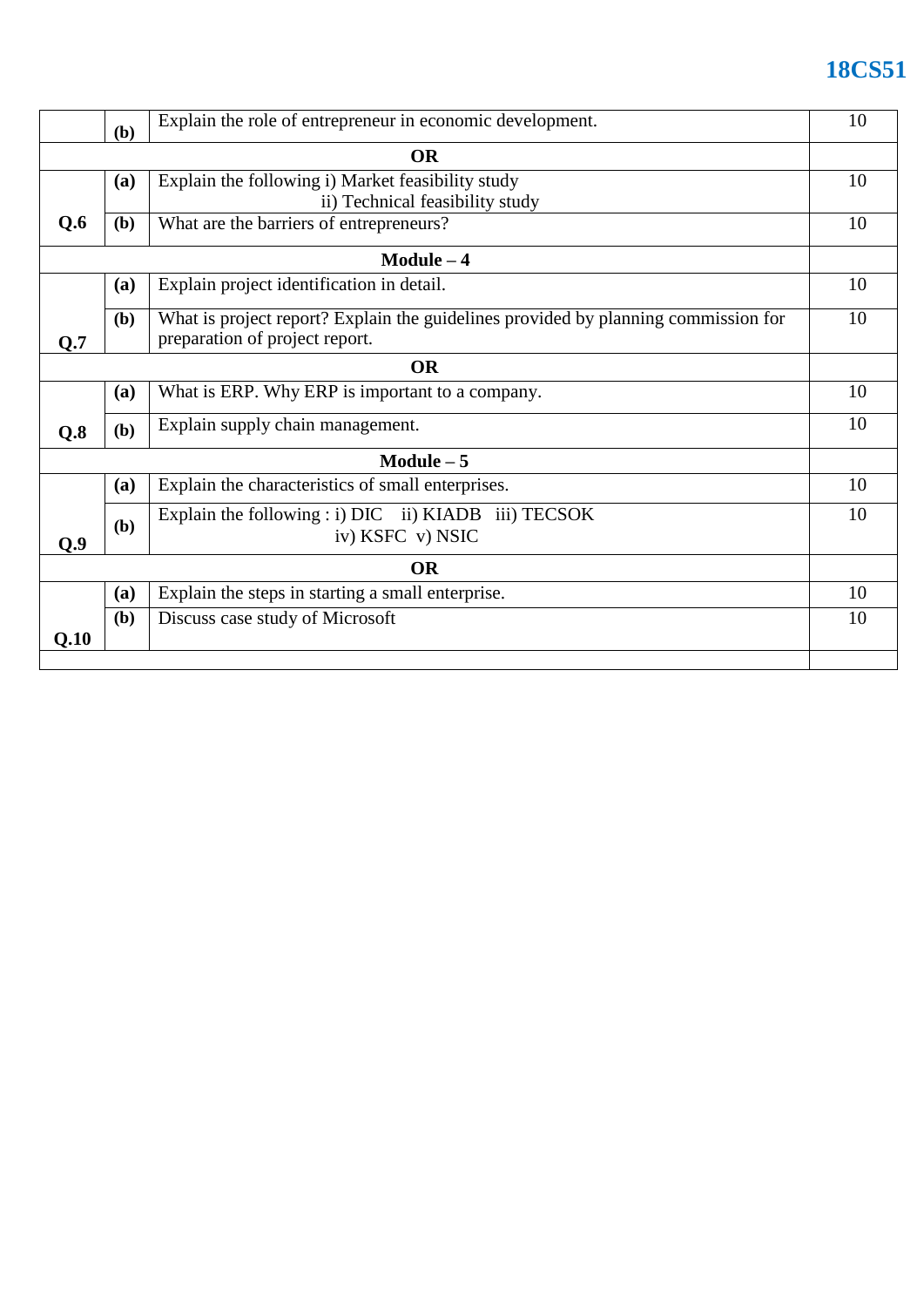| | | | |
|---|---|---|---|
| | **(b)** | Explain the role of entrepreneur in economic development. | 10 |
| **OR** | | | |
| **Q.6** | **(a)** | Explain the following i) Market feasibility study<br>ii) Technical feasibility study | 10 |
| | **(b)** | What are the barriers of entrepreneurs? | 10 |
| **Module – 4** | | | |
| **Q.7** | **(a)** | Explain project identification in detail. | 10 |
| | **(b)** | What is project report? Explain the guidelines provided by planning commission for preparation of project report. | 10 |
| **OR** | | | |
| **Q.8** | **(a)** | What is ERP. Why ERP is important to a company. | 10 |
| | **(b)** | Explain supply chain management. | 10 |
| **Module – 5** | | | |
| **Q.9** | **(a)** | Explain the characteristics of small enterprises. | 10 |
| | **(b)** | Explain the following : i) DIC ii) KIADB iii) TECSOK<br>iv) KSFC v) NSIC | 10 |
| **OR** | | | |
| **Q.10** | **(a)** | Explain the steps in starting a small enterprise. | 10 |
| | **(b)** | Discuss case study of Microsoft | 10 |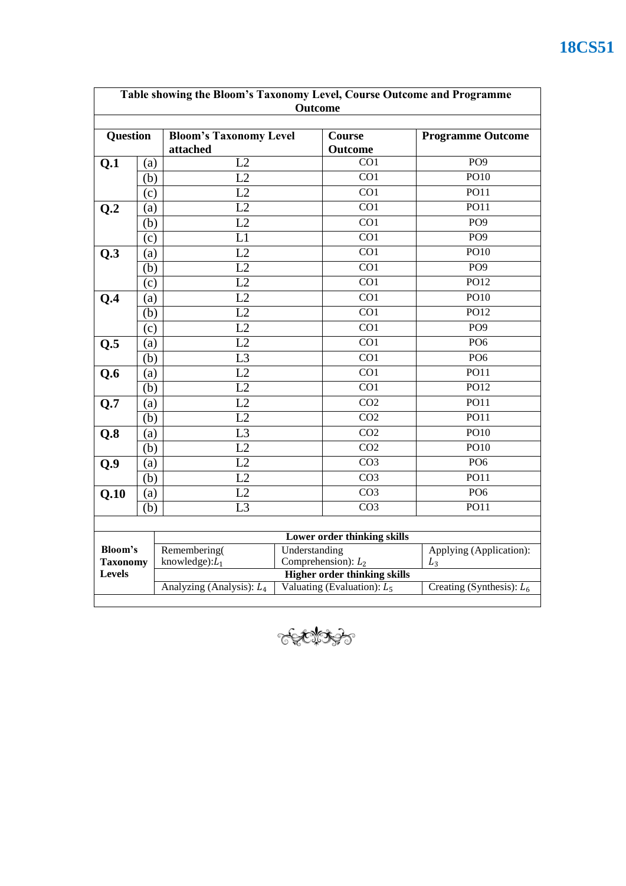**Table showing the Bloom's Taxonomy Level, Course Outcome and Programme Outcome**

| Question | | Bloom's Taxonomy Level attached | Course Outcome | Programme Outcome |
|---|---|---|---|---|
| **Q.1** | (a) | L2 | CO1 | PO9 |
| | (b) | L2 | CO1 | PO10 |
| | (c) | L2 | CO1 | PO11 |
| **Q.2** | (a) | L2 | CO1 | PO11 |
| | (b) | L2 | CO1 | PO9 |
| | (c) | L1 | CO1 | PO9 |
| **Q.3** | (a) | L2 | CO1 | PO10 |
| | (b) | L2 | CO1 | PO9 |
| | (c) | L2 | CO1 | PO12 |
| **Q.4** | (a) | L2 | CO1 | PO10 |
| | (b) | L2 | CO1 | PO12 |
| | (c) | L2 | CO1 | PO9 |
| **Q.5** | (a) | L2 | CO1 | PO6 |
| | (b) | L3 | CO1 | PO6 |
| **Q.6** | (a) | L2 | CO1 | PO11 |
| | (b) | L2 | CO1 | PO12 |
| **Q.7** | (a) | L2 | CO2 | PO11 |
| | (b) | L2 | CO2 | PO11 |
| **Q.8** | (a) | L3 | CO2 | PO10 |
| | (b) | L2 | CO2 | PO10 |
| **Q.9** | (a) | L2 | CO3 | PO6 |
| | (b) | L2 | CO3 | PO11 |
| **Q.10** | (a) | L2 | CO3 | PO6 |
| | (b) | L3 | CO3 | PO11 |

| | | | |
|---|---|---|---|
| **Bloom's Taxonomy Levels** | **Lower order thinking skills** | | |
| | Remembering( knowledge): $L_1$ | Understanding Comprehension): $L_2$ | Applying (Application): $L_3$ |
| | **Higher order thinking skills** | | |
| | Analyzing (Analysis): $L_4$ | Valuating (Evaluation): $L_5$ | Creating (Synthesis): $L_6$ |